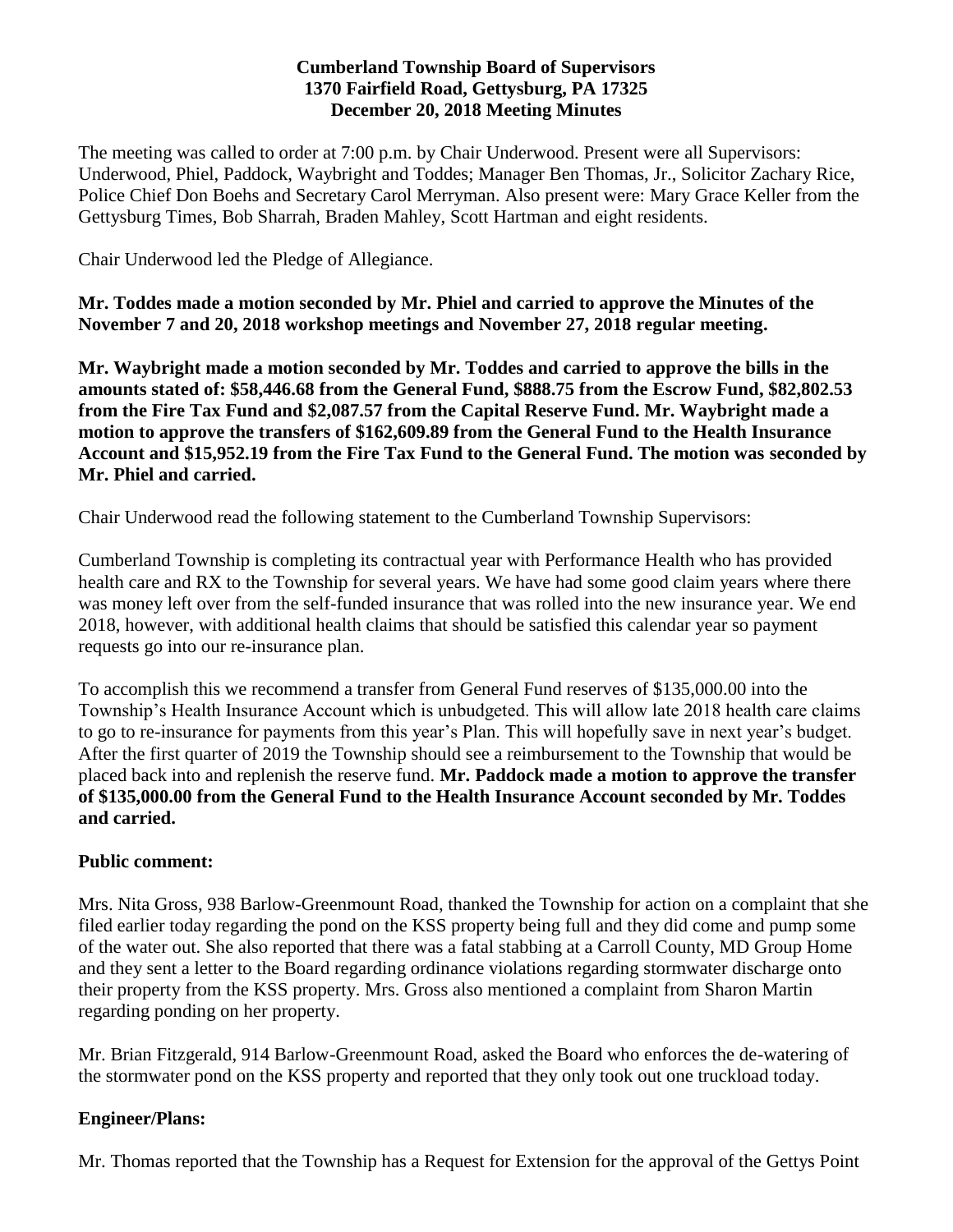**Cumberland Township Board of Supervisors**
**1370 Fairfield Road, Gettysburg, PA 17325**
**December 20, 2018 Meeting Minutes**

The meeting was called to order at 7:00 p.m. by Chair Underwood. Present were all Supervisors: Underwood, Phiel, Paddock, Waybright and Toddes; Manager Ben Thomas, Jr., Solicitor Zachary Rice, Police Chief Don Boehs and Secretary Carol Merryman. Also present were: Mary Grace Keller from the Gettysburg Times, Bob Sharrah, Braden Mahley, Scott Hartman and eight residents.

Chair Underwood led the Pledge of Allegiance.

**Mr. Toddes made a motion seconded by Mr. Phiel and carried to approve the Minutes of the November 7 and 20, 2018 workshop meetings and November 27, 2018 regular meeting.**

**Mr. Waybright made a motion seconded by Mr. Toddes and carried to approve the bills in the amounts stated of: $58,446.68 from the General Fund, $888.75 from the Escrow Fund, $82,802.53 from the Fire Tax Fund and $2,087.57 from the Capital Reserve Fund. Mr. Waybright made a motion to approve the transfers of $162,609.89 from the General Fund to the Health Insurance Account and $15,952.19 from the Fire Tax Fund to the General Fund. The motion was seconded by Mr. Phiel and carried.**

Chair Underwood read the following statement to the Cumberland Township Supervisors:

Cumberland Township is completing its contractual year with Performance Health who has provided health care and RX to the Township for several years. We have had some good claim years where there was money left over from the self-funded insurance that was rolled into the new insurance year. We end 2018, however, with additional health claims that should be satisfied this calendar year so payment requests go into our re-insurance plan.

To accomplish this we recommend a transfer from General Fund reserves of $135,000.00 into the Township's Health Insurance Account which is unbudgeted. This will allow late 2018 health care claims to go to re-insurance for payments from this year's Plan. This will hopefully save in next year's budget. After the first quarter of 2019 the Township should see a reimbursement to the Township that would be placed back into and replenish the reserve fund. **Mr. Paddock made a motion to approve the transfer of $135,000.00 from the General Fund to the Health Insurance Account seconded by Mr. Toddes and carried.**

## Public comment:

Mrs. Nita Gross, 938 Barlow-Greenmount Road, thanked the Township for action on a complaint that she filed earlier today regarding the pond on the KSS property being full and they did come and pump some of the water out. She also reported that there was a fatal stabbing at a Carroll County, MD Group Home and they sent a letter to the Board regarding ordinance violations regarding stormwater discharge onto their property from the KSS property. Mrs. Gross also mentioned a complaint from Sharon Martin regarding ponding on her property.

Mr. Brian Fitzgerald, 914 Barlow-Greenmount Road, asked the Board who enforces the de-watering of the stormwater pond on the KSS property and reported that they only took out one truckload today.

## Engineer/Plans:

Mr. Thomas reported that the Township has a Request for Extension for the approval of the Gettys Point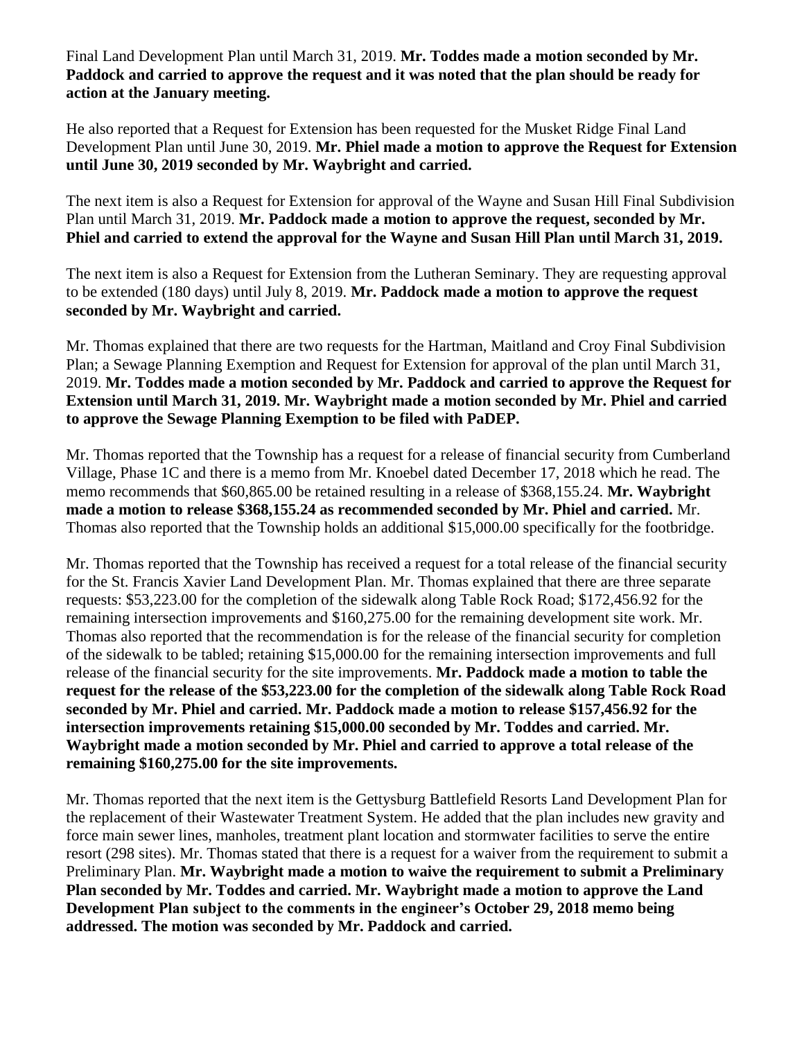Final Land Development Plan until March 31, 2019. **Mr. Toddes made a motion seconded by Mr. Paddock and carried to approve the request and it was noted that the plan should be ready for action at the January meeting.**

He also reported that a Request for Extension has been requested for the Musket Ridge Final Land Development Plan until June 30, 2019. **Mr. Phiel made a motion to approve the Request for Extension until June 30, 2019 seconded by Mr. Waybright and carried.**

The next item is also a Request for Extension for approval of the Wayne and Susan Hill Final Subdivision Plan until March 31, 2019. **Mr. Paddock made a motion to approve the request, seconded by Mr. Phiel and carried to extend the approval for the Wayne and Susan Hill Plan until March 31, 2019.**

The next item is also a Request for Extension from the Lutheran Seminary. They are requesting approval to be extended (180 days) until July 8, 2019. **Mr. Paddock made a motion to approve the request seconded by Mr. Waybright and carried.**

Mr. Thomas explained that there are two requests for the Hartman, Maitland and Croy Final Subdivision Plan; a Sewage Planning Exemption and Request for Extension for approval of the plan until March 31, 2019. **Mr. Toddes made a motion seconded by Mr. Paddock and carried to approve the Request for Extension until March 31, 2019. Mr. Waybright made a motion seconded by Mr. Phiel and carried to approve the Sewage Planning Exemption to be filed with PaDEP.**

Mr. Thomas reported that the Township has a request for a release of financial security from Cumberland Village, Phase 1C and there is a memo from Mr. Knoebel dated December 17, 2018 which he read. The memo recommends that $60,865.00 be retained resulting in a release of $368,155.24. **Mr. Waybright made a motion to release $368,155.24 as recommended seconded by Mr. Phiel and carried.** Mr. Thomas also reported that the Township holds an additional $15,000.00 specifically for the footbridge.

Mr. Thomas reported that the Township has received a request for a total release of the financial security for the St. Francis Xavier Land Development Plan. Mr. Thomas explained that there are three separate requests: $53,223.00 for the completion of the sidewalk along Table Rock Road; $172,456.92 for the remaining intersection improvements and $160,275.00 for the remaining development site work. Mr. Thomas also reported that the recommendation is for the release of the financial security for completion of the sidewalk to be tabled; retaining $15,000.00 for the remaining intersection improvements and full release of the financial security for the site improvements. **Mr. Paddock made a motion to table the request for the release of the $53,223.00 for the completion of the sidewalk along Table Rock Road seconded by Mr. Phiel and carried. Mr. Paddock made a motion to release $157,456.92 for the intersection improvements retaining $15,000.00 seconded by Mr. Toddes and carried. Mr. Waybright made a motion seconded by Mr. Phiel and carried to approve a total release of the remaining $160,275.00 for the site improvements.**

Mr. Thomas reported that the next item is the Gettysburg Battlefield Resorts Land Development Plan for the replacement of their Wastewater Treatment System. He added that the plan includes new gravity and force main sewer lines, manholes, treatment plant location and stormwater facilities to serve the entire resort (298 sites). Mr. Thomas stated that there is a request for a waiver from the requirement to submit a Preliminary Plan. **Mr. Waybright made a motion to waive the requirement to submit a Preliminary Plan seconded by Mr. Toddes and carried. Mr. Waybright made a motion to approve the Land Development Plan subject to the comments in the engineer's October 29, 2018 memo being addressed. The motion was seconded by Mr. Paddock and carried.**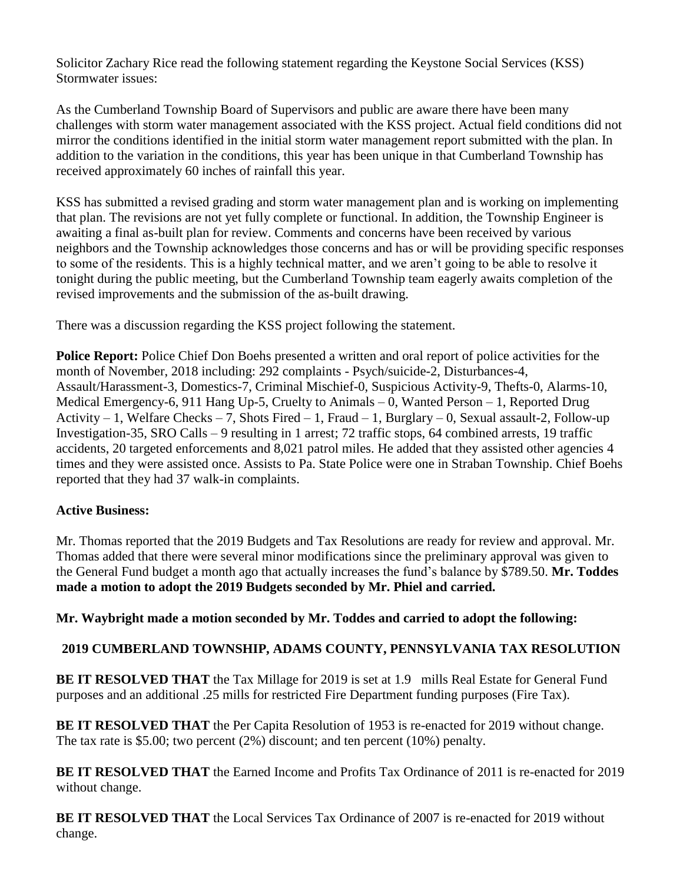Solicitor Zachary Rice read the following statement regarding the Keystone Social Services (KSS) Stormwater issues:

As the Cumberland Township Board of Supervisors and public are aware there have been many challenges with storm water management associated with the KSS project. Actual field conditions did not mirror the conditions identified in the initial storm water management report submitted with the plan. In addition to the variation in the conditions, this year has been unique in that Cumberland Township has received approximately 60 inches of rainfall this year.

KSS has submitted a revised grading and storm water management plan and is working on implementing that plan. The revisions are not yet fully complete or functional. In addition, the Township Engineer is awaiting a final as-built plan for review. Comments and concerns have been received by various neighbors and the Township acknowledges those concerns and has or will be providing specific responses to some of the residents. This is a highly technical matter, and we aren't going to be able to resolve it tonight during the public meeting, but the Cumberland Township team eagerly awaits completion of the revised improvements and the submission of the as-built drawing.

There was a discussion regarding the KSS project following the statement.

**Police Report:** Police Chief Don Boehs presented a written and oral report of police activities for the month of November, 2018 including: 292 complaints - Psych/suicide-2, Disturbances-4, Assault/Harassment-3, Domestics-7, Criminal Mischief-0, Suspicious Activity-9, Thefts-0, Alarms-10, Medical Emergency-6, 911 Hang Up-5, Cruelty to Animals – 0, Wanted Person – 1, Reported Drug Activity – 1, Welfare Checks – 7, Shots Fired – 1, Fraud – 1, Burglary – 0, Sexual assault-2, Follow-up Investigation-35, SRO Calls – 9 resulting in 1 arrest; 72 traffic stops, 64 combined arrests, 19 traffic accidents, 20 targeted enforcements and 8,021 patrol miles. He added that they assisted other agencies 4 times and they were assisted once. Assists to Pa. State Police were one in Straban Township. Chief Boehs reported that they had 37 walk-in complaints.

**Active Business:**

Mr. Thomas reported that the 2019 Budgets and Tax Resolutions are ready for review and approval. Mr. Thomas added that there were several minor modifications since the preliminary approval was given to the General Fund budget a month ago that actually increases the fund's balance by $789.50. **Mr. Toddes made a motion to adopt the 2019 Budgets seconded by Mr. Phiel and carried.**

**Mr. Waybright made a motion seconded by Mr. Toddes and carried to adopt the following:**

**2019 CUMBERLAND TOWNSHIP, ADAMS COUNTY, PENNSYLVANIA TAX RESOLUTION**

**BE IT RESOLVED THAT** the Tax Millage for 2019 is set at 1.9 mills Real Estate for General Fund purposes and an additional .25 mills for restricted Fire Department funding purposes (Fire Tax).

**BE IT RESOLVED THAT** the Per Capita Resolution of 1953 is re-enacted for 2019 without change. The tax rate is $5.00; two percent (2%) discount; and ten percent (10%) penalty.

**BE IT RESOLVED THAT** the Earned Income and Profits Tax Ordinance of 2011 is re-enacted for 2019 without change.

**BE IT RESOLVED THAT** the Local Services Tax Ordinance of 2007 is re-enacted for 2019 without change.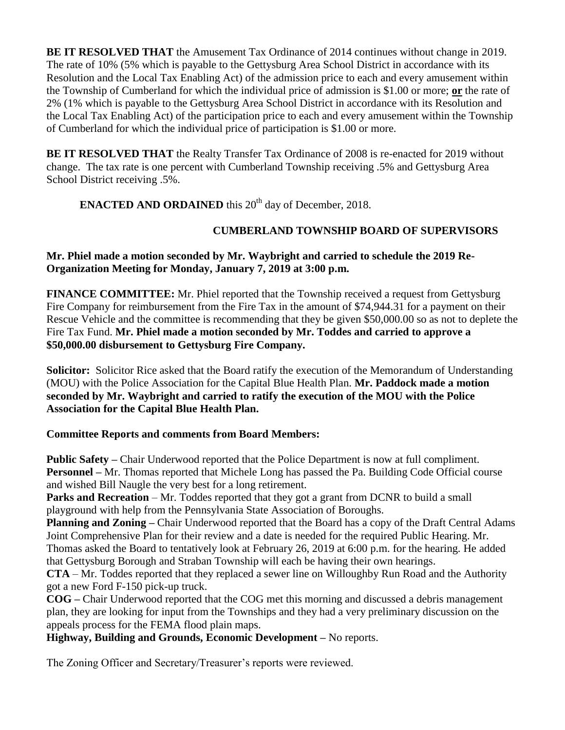**BE IT RESOLVED THAT** the Amusement Tax Ordinance of 2014 continues without change in 2019. The rate of 10% (5% which is payable to the Gettysburg Area School District in accordance with its Resolution and the Local Tax Enabling Act) of the admission price to each and every amusement within the Township of Cumberland for which the individual price of admission is $1.00 or more; **or** the rate of 2% (1% which is payable to the Gettysburg Area School District in accordance with its Resolution and the Local Tax Enabling Act) of the participation price to each and every amusement within the Township of Cumberland for which the individual price of participation is $1.00 or more.

**BE IT RESOLVED THAT** the Realty Transfer Tax Ordinance of 2008 is re-enacted for 2019 without change. The tax rate is one percent with Cumberland Township receiving .5% and Gettysburg Area School District receiving .5%.

**ENACTED AND ORDAINED** this 20th day of December, 2018.

**CUMBERLAND TOWNSHIP BOARD OF SUPERVISORS**

**Mr. Phiel made a motion seconded by Mr. Waybright and carried to schedule the 2019 Re-Organization Meeting for Monday, January 7, 2019 at 3:00 p.m.**

**FINANCE COMMITTEE:** Mr. Phiel reported that the Township received a request from Gettysburg Fire Company for reimbursement from the Fire Tax in the amount of $74,944.31 for a payment on their Rescue Vehicle and the committee is recommending that they be given $50,000.00 so as not to deplete the Fire Tax Fund. **Mr. Phiel made a motion seconded by Mr. Toddes and carried to approve a $50,000.00 disbursement to Gettysburg Fire Company.**

**Solicitor:** Solicitor Rice asked that the Board ratify the execution of the Memorandum of Understanding (MOU) with the Police Association for the Capital Blue Health Plan. **Mr. Paddock made a motion seconded by Mr. Waybright and carried to ratify the execution of the MOU with the Police Association for the Capital Blue Health Plan.**

**Committee Reports and comments from Board Members:**

**Public Safety –** Chair Underwood reported that the Police Department is now at full compliment.
**Personnel –** Mr. Thomas reported that Michele Long has passed the Pa. Building Code Official course and wished Bill Naugle the very best for a long retirement.
**Parks and Recreation** – Mr. Toddes reported that they got a grant from DCNR to build a small playground with help from the Pennsylvania State Association of Boroughs.
**Planning and Zoning –** Chair Underwood reported that the Board has a copy of the Draft Central Adams Joint Comprehensive Plan for their review and a date is needed for the required Public Hearing. Mr. Thomas asked the Board to tentatively look at February 26, 2019 at 6:00 p.m. for the hearing. He added that Gettysburg Borough and Straban Township will each be having their own hearings.
**CTA** – Mr. Toddes reported that they replaced a sewer line on Willoughby Run Road and the Authority got a new Ford F-150 pick-up truck.
**COG –** Chair Underwood reported that the COG met this morning and discussed a debris management plan, they are looking for input from the Townships and they had a very preliminary discussion on the appeals process for the FEMA flood plain maps.
**Highway, Building and Grounds, Economic Development –** No reports.

The Zoning Officer and Secretary/Treasurer's reports were reviewed.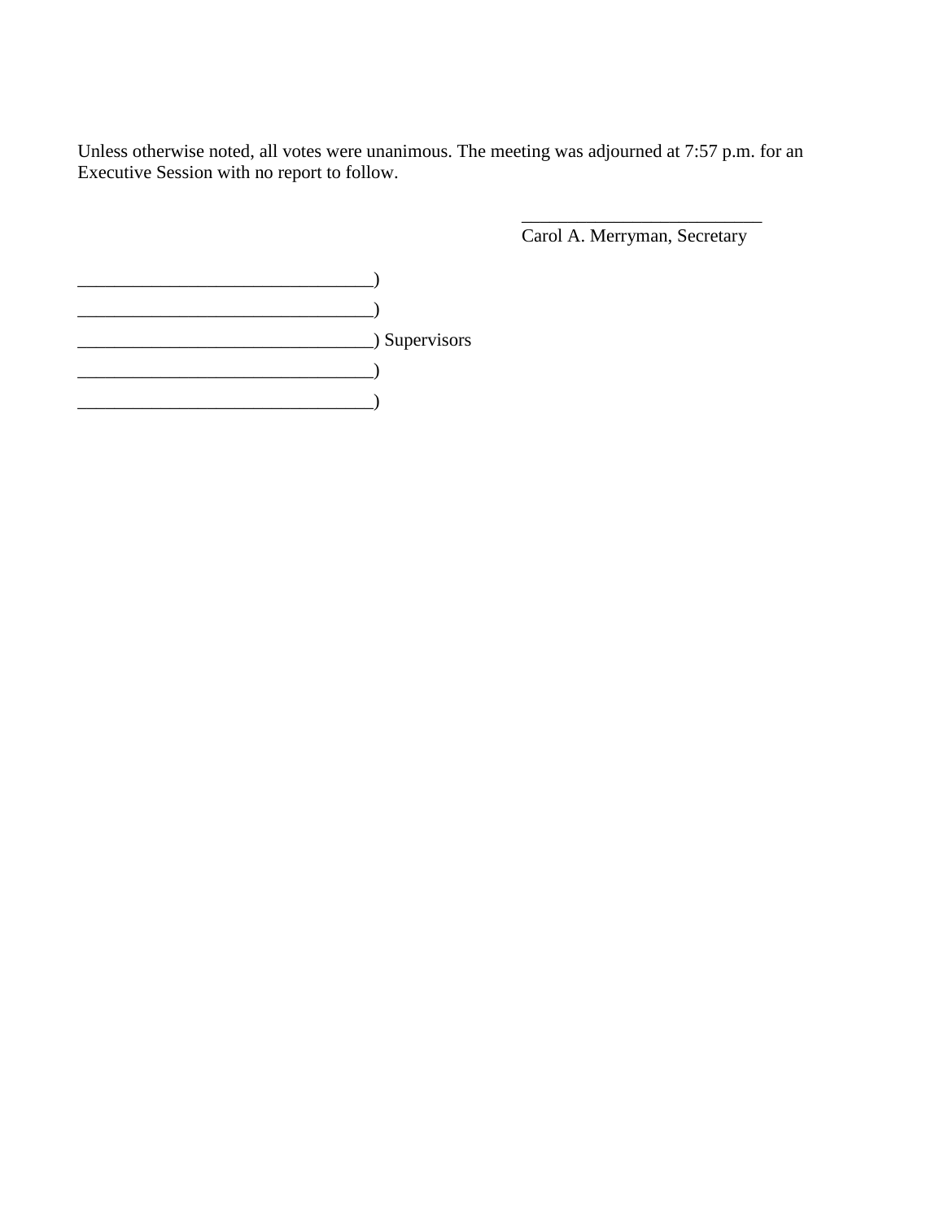Unless otherwise noted, all votes were unanimous. The meeting was adjourned at 7:57 p.m. for an Executive Session with no report to follow.

\_\_\_\_\_\_\_\_\_\_\_\_\_\_\_\_\_\_\_\_\_\_\_\_\_\_
Carol A. Merryman, Secretary

\_\_\_\_\_\_\_\_\_\_\_\_\_\_\_\_\_\_\_\_\_\_\_\_\_\_\_\_\_\_\_\_)
\_\_\_\_\_\_\_\_\_\_\_\_\_\_\_\_\_\_\_\_\_\_\_\_\_\_\_\_\_\_\_\_)
\_\_\_\_\_\_\_\_\_\_\_\_\_\_\_\_\_\_\_\_\_\_\_\_\_\_\_\_\_\_\_\_) Supervisors
\_\_\_\_\_\_\_\_\_\_\_\_\_\_\_\_\_\_\_\_\_\_\_\_\_\_\_\_\_\_\_\_)
\_\_\_\_\_\_\_\_\_\_\_\_\_\_\_\_\_\_\_\_\_\_\_\_\_\_\_\_\_\_\_\_)